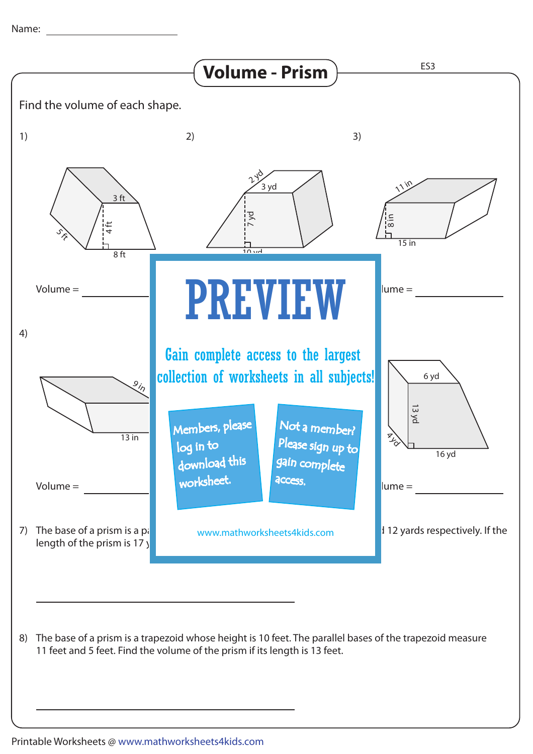Name: ____________________

# Volume - Prism

ES3

Find the volume of each shape.

1)

3 ft

4 ft

5 ft

8 ft

Volume = ____________

2)

2 yd

3 yd

7 yd

10 yd

3)

11 in

8 in

15 in

lume = ____________

4)

9 in

13 in

Volume = ____________

6 yd

13 yd

4 yd

16 yd

lume = ____________

PREVIEW

Gain complete access to the largest collection of worksheets in all subjects!

Members, please log in to download this worksheet.

Not a member? Please sign up to gain complete access.

www.mathworksheets4kids.com

7) The base of a prism is a pa... 12 yards respectively. If the length of the prism is 17 y...

______________________________

8) The base of a prism is a trapezoid whose height is 10 feet. The parallel bases of the trapezoid measure 11 feet and 5 feet. Find the volume of the prism if its length is 13 feet.

______________________________

Printable Worksheets @ www.mathworksheets4kids.com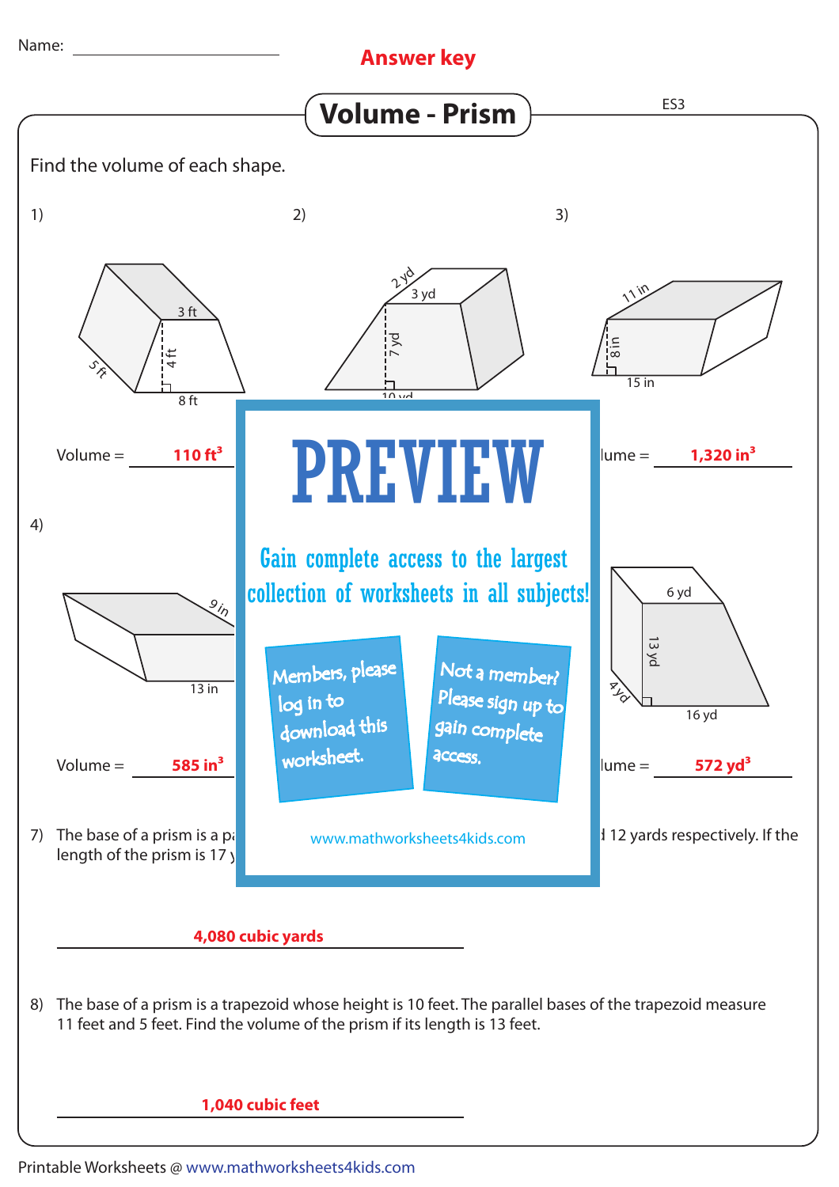Name: ____________________

**Answer key**

# Volume - Prism

ES3

Find the volume of each shape.

1)

3 ft

5 ft

4 ft

8 ft

Volume = **110 ft$^3$**

2)

2 yd

3 yd

7 yd

10 yd

3)

11 in

8 in

15 in

Volume = **1,320 in$^3$**

4)

9 in

13 in

Volume = **585 in$^3$**

6)

6 yd

13 yd

4 yd

16 yd

Volume = **572 yd$^3$**

# PREVIEW

Gain complete access to the largest collection of worksheets in all subjects!

Members, please log in to download this worksheet.

Not a member? Please sign up to gain complete access.

www.mathworksheets4kids.com

7) The base of a prism is a pa... 12 yards respectively. If the length of the prism is 17 y...

**4,080 cubic yards**

8) The base of a prism is a trapezoid whose height is 10 feet. The parallel bases of the trapezoid measure 11 feet and 5 feet. Find the volume of the prism if its length is 13 feet.

**1,040 cubic feet**

Printable Worksheets @ www.mathworksheets4kids.com